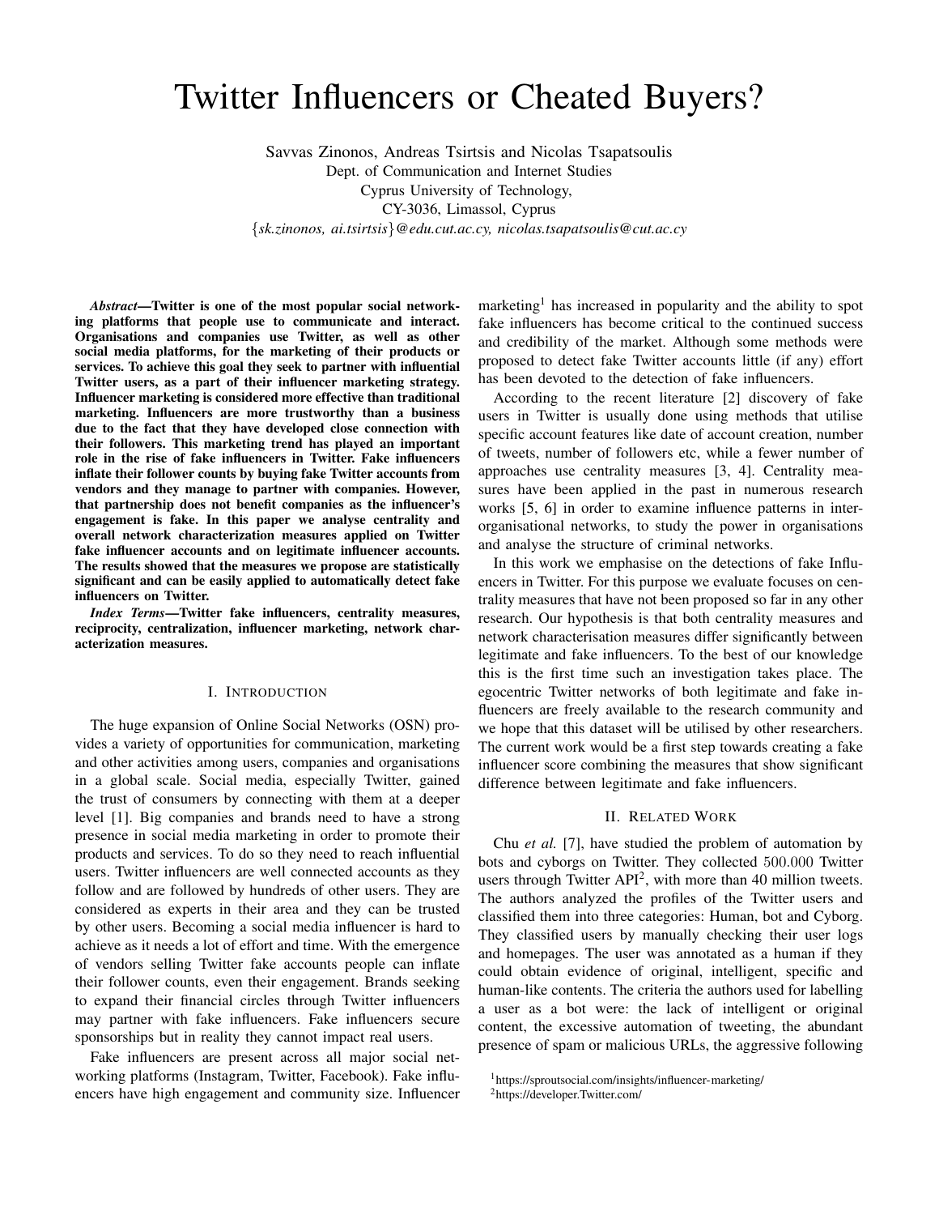# Twitter Influencers or Cheated Buyers?

Savvas Zinonos, Andreas Tsirtsis and Nicolas Tsapatsoulis
Dept. of Communication and Internet Studies
Cyprus University of Technology,
CY-3036, Limassol, Cyprus
{*sk.zinonos, ai.tsirtsis*}*@edu.cut.ac.cy, nicolas.tsapatsoulis@cut.ac.cy*

***Abstract*—Twitter is one of the most popular social networking platforms that people use to communicate and interact. Organisations and companies use Twitter, as well as other social media platforms, for the marketing of their products or services. To achieve this goal they seek to partner with influential Twitter users, as a part of their influencer marketing strategy. Influencer marketing is considered more effective than traditional marketing. Influencers are more trustworthy than a business due to the fact that they have developed close connection with their followers. This marketing trend has played an important role in the rise of fake influencers in Twitter. Fake influencers inflate their follower counts by buying fake Twitter accounts from vendors and they manage to partner with companies. However, that partnership does not benefit companies as the influencer's engagement is fake. In this paper we analyse centrality and overall network characterization measures applied on Twitter fake influencer accounts and on legitimate influencer accounts. The results showed that the measures we propose are statistically significant and can be easily applied to automatically detect fake influencers on Twitter.**

***Index Terms*—Twitter fake influencers, centrality measures, reciprocity, centralization, influencer marketing, network characterization measures.**

## I. Introduction

The huge expansion of Online Social Networks (OSN) provides a variety of opportunities for communication, marketing and other activities among users, companies and organisations in a global scale. Social media, especially Twitter, gained the trust of consumers by connecting with them at a deeper level [1]. Big companies and brands need to have a strong presence in social media marketing in order to promote their products and services. To do so they need to reach influential users. Twitter influencers are well connected accounts as they follow and are followed by hundreds of other users. They are considered as experts in their area and they can be trusted by other users. Becoming a social media influencer is hard to achieve as it needs a lot of effort and time. With the emergence of vendors selling Twitter fake accounts people can inflate their follower counts, even their engagement. Brands seeking to expand their financial circles through Twitter influencers may partner with fake influencers. Fake influencers secure sponsorships but in reality they cannot impact real users.

Fake influencers are present across all major social networking platforms (Instagram, Twitter, Facebook). Fake influencers have high engagement and community size. Influencer marketing[1] has increased in popularity and the ability to spot fake influencers has become critical to the continued success and credibility of the market. Although some methods were proposed to detect fake Twitter accounts little (if any) effort has been devoted to the detection of fake influencers.

According to the recent literature [2] discovery of fake users in Twitter is usually done using methods that utilise specific account features like date of account creation, number of tweets, number of followers etc, while a fewer number of approaches use centrality measures [3, 4]. Centrality measures have been applied in the past in numerous research works [5, 6] in order to examine influence patterns in inter-organisational networks, to study the power in organisations and analyse the structure of criminal networks.

In this work we emphasise on the detections of fake Influencers in Twitter. For this purpose we evaluate focuses on centrality measures that have not been proposed so far in any other research. Our hypothesis is that both centrality measures and network characterisation measures differ significantly between legitimate and fake influencers. To the best of our knowledge this is the first time such an investigation takes place. The egocentric Twitter networks of both legitimate and fake influencers are freely available to the research community and we hope that this dataset will be utilised by other researchers. The current work would be a first step towards creating a fake influencer score combining the measures that show significant difference between legitimate and fake influencers.

## II. Related Work

Chu *et al.* [7], have studied the problem of automation by bots and cyborgs on Twitter. They collected 500.000 Twitter users through Twitter API[2], with more than 40 million tweets. The authors analyzed the profiles of the Twitter users and classified them into three categories: Human, bot and Cyborg. They classified users by manually checking their user logs and homepages. The user was annotated as a human if they could obtain evidence of original, intelligent, specific and human-like contents. The criteria the authors used for labelling a user as a bot were: the lack of intelligent or original content, the excessive automation of tweeting, the abundant presence of spam or malicious URLs, the aggressive following

[1] https://sproutsocial.com/insights/influencer-marketing/
[2] https://developer.Twitter.com/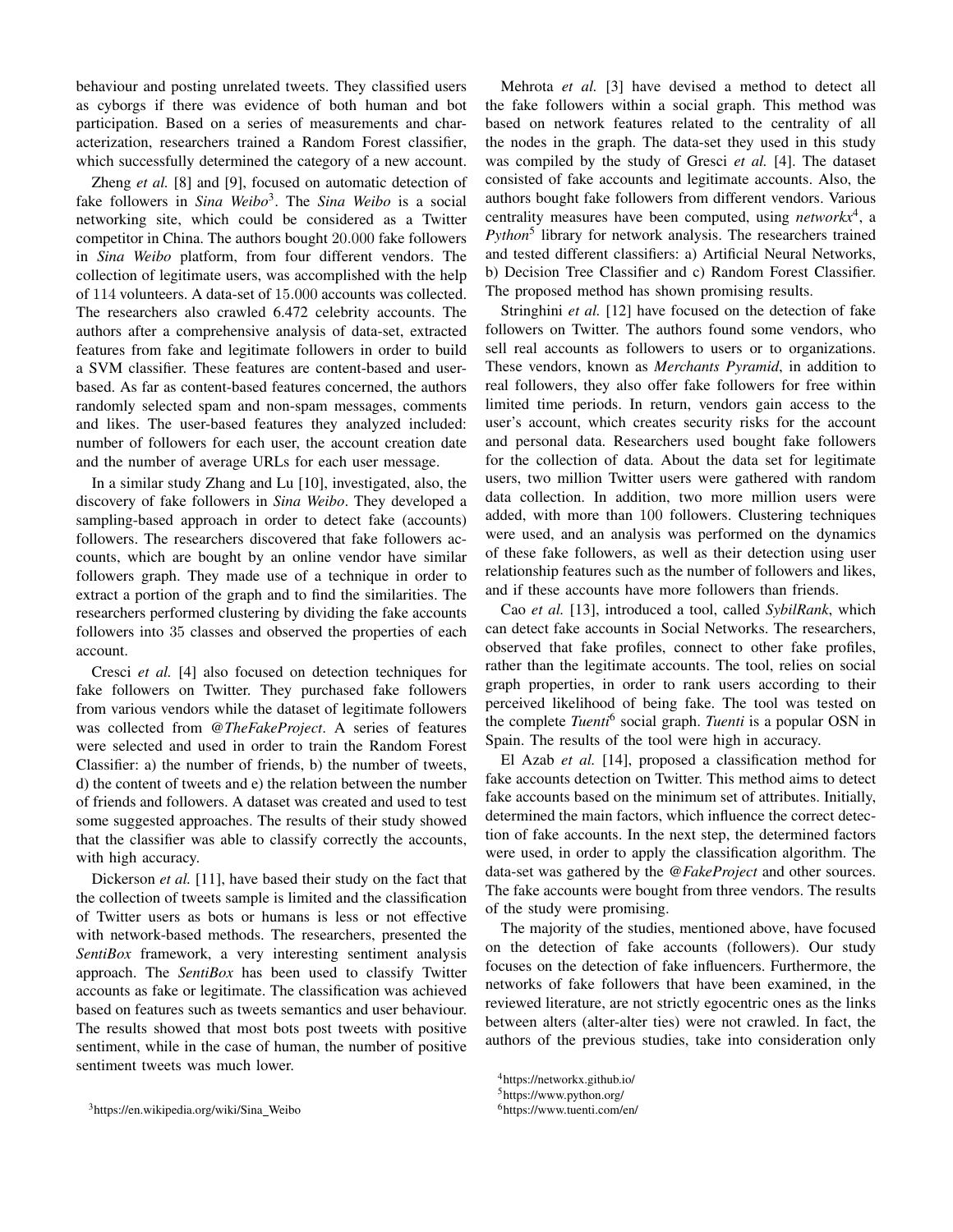behaviour and posting unrelated tweets. They classified users as cyborgs if there was evidence of both human and bot participation. Based on a series of measurements and characterization, researchers trained a Random Forest classifier, which successfully determined the category of a new account.

Zheng *et al.* [8] and [9], focused on automatic detection of fake followers in *Sina Weibo*[3]. The *Sina Weibo* is a social networking site, which could be considered as a Twitter competitor in China. The authors bought 20.000 fake followers in *Sina Weibo* platform, from four different vendors. The collection of legitimate users, was accomplished with the help of 114 volunteers. A data-set of 15.000 accounts was collected. The researchers also crawled 6.472 celebrity accounts. The authors after a comprehensive analysis of data-set, extracted features from fake and legitimate followers in order to build a SVM classifier. These features are content-based and user-based. As far as content-based features concerned, the authors randomly selected spam and non-spam messages, comments and likes. The user-based features they analyzed included: number of followers for each user, the account creation date and the number of average URLs for each user message.

In a similar study Zhang and Lu [10], investigated, also, the discovery of fake followers in *Sina Weibo*. They developed a sampling-based approach in order to detect fake (accounts) followers. The researchers discovered that fake followers accounts, which are bought by an online vendor have similar followers graph. They made use of a technique in order to extract a portion of the graph and to find the similarities. The researchers performed clustering by dividing the fake accounts followers into 35 classes and observed the properties of each account.

Cresci *et al.* [4] also focused on detection techniques for fake followers on Twitter. They purchased fake followers from various vendors while the dataset of legitimate followers was collected from *@TheFakeProject*. A series of features were selected and used in order to train the Random Forest Classifier: a) the number of friends, b) the number of tweets, d) the content of tweets and e) the relation between the number of friends and followers. A dataset was created and used to test some suggested approaches. The results of their study showed that the classifier was able to classify correctly the accounts, with high accuracy.

Dickerson *et al.* [11], have based their study on the fact that the collection of tweets sample is limited and the classification of Twitter users as bots or humans is less or not effective with network-based methods. The researchers, presented the *SentiBox* framework, a very interesting sentiment analysis approach. The *SentiBox* has been used to classify Twitter accounts as fake or legitimate. The classification was achieved based on features such as tweets semantics and user behaviour. The results showed that most bots post tweets with positive sentiment, while in the case of human, the number of positive sentiment tweets was much lower.

Mehrota *et al.* [3] have devised a method to detect all the fake followers within a social graph. This method was based on network features related to the centrality of all the nodes in the graph. The data-set they used in this study was compiled by the study of Gresci *et al.* [4]. The dataset consisted of fake accounts and legitimate accounts. Also, the authors bought fake followers from different vendors. Various centrality measures have been computed, using *networkx*[4], a *Python*[5] library for network analysis. The researchers trained and tested different classifiers: a) Artificial Neural Networks, b) Decision Tree Classifier and c) Random Forest Classifier. The proposed method has shown promising results.

Stringhini *et al.* [12] have focused on the detection of fake followers on Twitter. The authors found some vendors, who sell real accounts as followers to users or to organizations. These vendors, known as *Merchants Pyramid*, in addition to real followers, they also offer fake followers for free within limited time periods. In return, vendors gain access to the user's account, which creates security risks for the account and personal data. Researchers used bought fake followers for the collection of data. About the data set for legitimate users, two million Twitter users were gathered with random data collection. In addition, two more million users were added, with more than 100 followers. Clustering techniques were used, and an analysis was performed on the dynamics of these fake followers, as well as their detection using user relationship features such as the number of followers and likes, and if these accounts have more followers than friends.

Cao *et al.* [13], introduced a tool, called *SybilRank*, which can detect fake accounts in Social Networks. The researchers, observed that fake profiles, connect to other fake profiles, rather than the legitimate accounts. The tool, relies on social graph properties, in order to rank users according to their perceived likelihood of being fake. The tool was tested on the complete *Tuenti*[6] social graph. *Tuenti* is a popular OSN in Spain. The results of the tool were high in accuracy.

El Azab *et al.* [14], proposed a classification method for fake accounts detection on Twitter. This method aims to detect fake accounts based on the minimum set of attributes. Initially, determined the main factors, which influence the correct detection of fake accounts. In the next step, the determined factors were used, in order to apply the classification algorithm. The data-set was gathered by the *@FakeProject* and other sources. The fake accounts were bought from three vendors. The results of the study were promising.

The majority of the studies, mentioned above, have focused on the detection of fake accounts (followers). Our study focuses on the detection of fake influencers. Furthermore, the networks of fake followers that have been examined, in the reviewed literature, are not strictly egocentric ones as the links between alters (alter-alter ties) were not crawled. In fact, the authors of the previous studies, take into consideration only

[3] https://en.wikipedia.org/wiki/Sina_Weibo

[4] https://networkx.github.io/

[5] https://www.python.org/

[6] https://www.tuenti.com/en/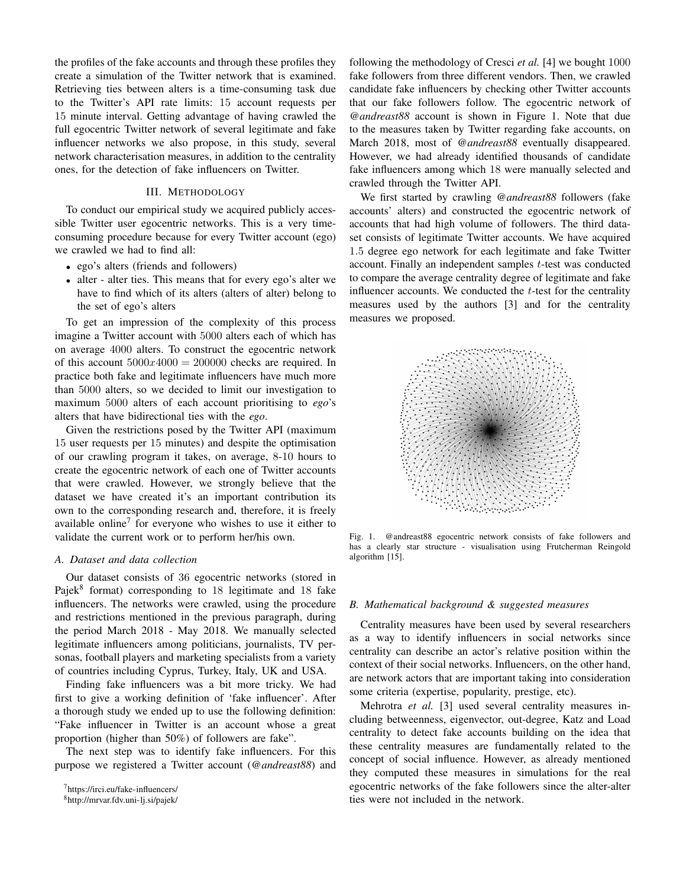the profiles of the fake accounts and through these profiles they create a simulation of the Twitter network that is examined. Retrieving ties between alters is a time-consuming task due to the Twitter's API rate limits: 15 account requests per 15 minute interval. Getting advantage of having crawled the full egocentric Twitter network of several legitimate and fake influencer networks we also propose, in this study, several network characterisation measures, in addition to the centrality ones, for the detection of fake influencers on Twitter.

## III. Methodology

To conduct our empirical study we acquired publicly accessible Twitter user egocentric networks. This is a very time-consuming procedure because for every Twitter account (ego) we crawled we had to find all:

- ego's alters (friends and followers)
- alter - alter ties. This means that for every ego's alter we have to find which of its alters (alters of alter) belong to the set of ego's alters

To get an impression of the complexity of this process imagine a Twitter account with 5000 alters each of which has on average 4000 alters. To construct the egocentric network of this account $5000x4000 = 200000$ checks are required. In practice both fake and legitimate influencers have much more than 5000 alters, so we decided to limit our investigation to maximum 5000 alters of each account prioritising to *ego*'s alters that have bidirectional ties with the *ego*.

Given the restrictions posed by the Twitter API (maximum 15 user requests per 15 minutes) and despite the optimisation of our crawling program it takes, on average, 8-10 hours to create the egocentric network of each one of Twitter accounts that were crawled. However, we strongly believe that the dataset we have created it's an important contribution its own to the corresponding research and, therefore, it is freely available online[7] for everyone who wishes to use it either to validate the current work or to perform her/his own.

### A. Dataset and data collection

Our dataset consists of 36 egocentric networks (stored in Pajek[8] format) corresponding to 18 legitimate and 18 fake influencers. The networks were crawled, using the procedure and restrictions mentioned in the previous paragraph, during the period March 2018 - May 2018. We manually selected legitimate influencers among politicians, journalists, TV personas, football players and marketing specialists from a variety of countries including Cyprus, Turkey, Italy, UK and USA.

Finding fake influencers was a bit more tricky. We had first to give a working definition of 'fake influencer'. After a thorough study we ended up to use the following definition: "Fake influencer in Twitter is an account whose a great proportion (higher than 50%) of followers are fake".

The next step was to identify fake influencers. For this purpose we registered a Twitter account (*@andreast88*) and following the methodology of Cresci *et al.* [4] we bought 1000 fake followers from three different vendors. Then, we crawled candidate fake influencers by checking other Twitter accounts that our fake followers follow. The egocentric network of *@andreast88* account is shown in Figure 1. Note that due to the measures taken by Twitter regarding fake accounts, on March 2018, most of *@andreast88* eventually disappeared. However, we had already identified thousands of candidate fake influencers among which 18 were manually selected and crawled through the Twitter API.

We first started by crawling *@andreast88* followers (fake accounts' alters) and constructed the egocentric network of accounts that had high volume of followers. The third dataset consists of legitimate Twitter accounts. We have acquired 1.5 degree ego network for each legitimate and fake Twitter account. Finally an independent samples $t$-test was conducted to compare the average centrality degree of legitimate and fake influencer accounts. We conducted the $t$-test for the centrality measures used by the authors [3] and for the centrality measures we proposed.

Fig. 1. @andreast88 egocentric network consists of fake followers and has a clearly star structure - visualisation using Frutcherman Reingold algorithm [15].

### B. Mathematical background & suggested measures

Centrality measures have been used by several researchers as a way to identify influencers in social networks since centrality can describe an actor's relative position within the context of their social networks. Influencers, on the other hand, are network actors that are important taking into consideration some criteria (expertise, popularity, prestige, etc).

Mehrotra *et al.* [3] used several centrality measures including betweenness, eigenvector, out-degree, Katz and Load centrality to detect fake accounts building on the idea that these centrality measures are fundamentally related to the concept of social influence. However, as already mentioned they computed these measures in simulations for the real egocentric networks of the fake followers since the alter-alter ties were not included in the network.

[7] https://irci.eu/fake-influencers/

[8] http://mrvar.fdv.uni-lj.si/pajek/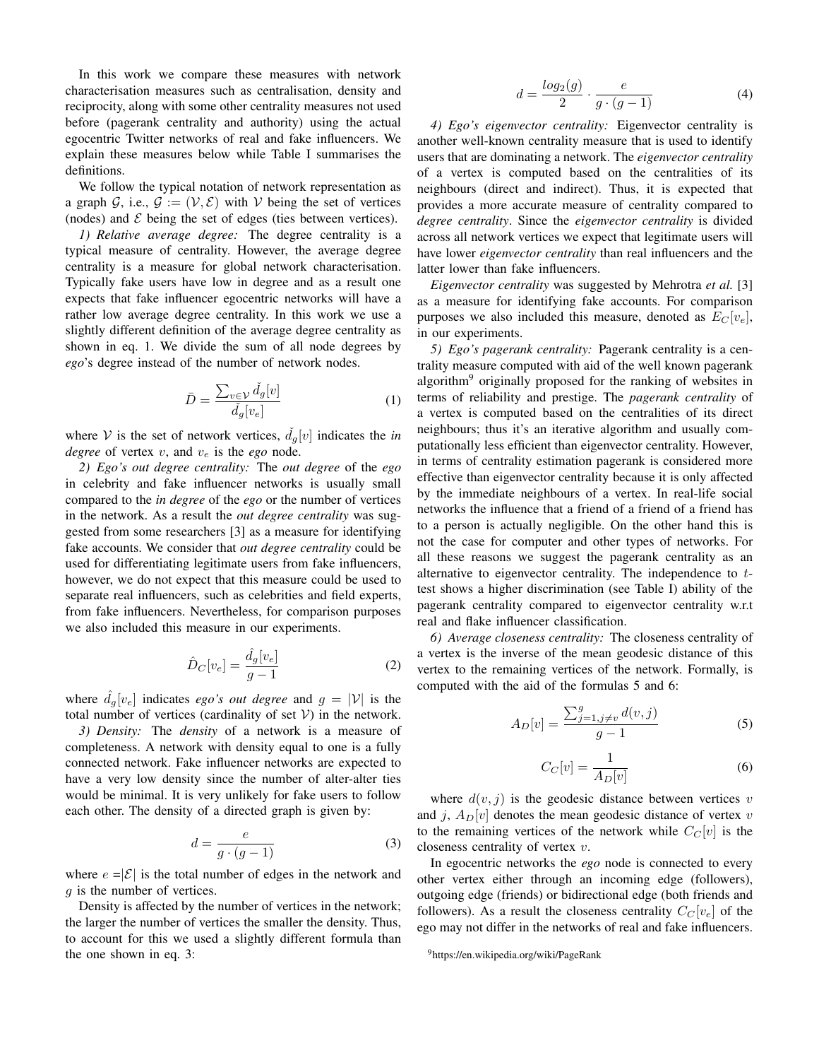In this work we compare these measures with network characterisation measures such as centralisation, density and reciprocity, along with some other centrality measures not used before (pagerank centrality and authority) using the actual egocentric Twitter networks of real and fake influencers. We explain these measures below while Table I summarises the definitions.

We follow the typical notation of network representation as a graph $\mathcal{G}$, i.e., $\mathcal{G} := (\mathcal{V}, \mathcal{E})$ with $\mathcal{V}$ being the set of vertices (nodes) and $\mathcal{E}$ being the set of edges (ties between vertices).

*1) Relative average degree:* The degree centrality is a typical measure of centrality. However, the average degree centrality is a measure for global network characterisation. Typically fake users have low in degree and as a result one expects that fake influencer egocentric networks will have a rather low average degree centrality. In this work we use a slightly different definition of the average degree centrality as shown in eq. 1. We divide the sum of all node degrees by *ego*'s degree instead of the number of network nodes.

$$\bar{D} = \frac{\sum_{v \in \mathcal{V}} \check{d}_g[v]}{\check{d}_g[v_e]} \tag{1}$$

where $\mathcal{V}$ is the set of network vertices, $\check{d}_g[v]$ indicates the *in degree* of vertex $v$, and $v_e$ is the *ego* node.

*2) Ego's out degree centrality:* The *out degree* of the *ego* in celebrity and fake influencer networks is usually small compared to the *in degree* of the *ego* or the number of vertices in the network. As a result the *out degree centrality* was suggested from some researchers [3] as a measure for identifying fake accounts. We consider that *out degree centrality* could be used for differentiating legitimate users from fake influencers, however, we do not expect that this measure could be used to separate real influencers, such as celebrities and field experts, from fake influencers. Nevertheless, for comparison purposes we also included this measure in our experiments.

$$\hat{D}_C[v_e] = \frac{\hat{d}_g[v_e]}{g - 1} \tag{2}$$

where $\hat{d}_g[v_e]$ indicates *ego's out degree* and $g = |\mathcal{V}|$ is the total number of vertices (cardinality of set $\mathcal{V}$) in the network.

*3) Density:* The *density* of a network is a measure of completeness. A network with density equal to one is a fully connected network. Fake influencer networks are expected to have a very low density since the number of alter-alter ties would be minimal. It is very unlikely for fake users to follow each other. The density of a directed graph is given by:

$$d = \frac{e}{g \cdot (g - 1)} \tag{3}$$

where $e = |\mathcal{E}|$ is the total number of edges in the network and $g$ is the number of vertices.

Density is affected by the number of vertices in the network; the larger the number of vertices the smaller the density. Thus, to account for this we used a slightly different formula than the one shown in eq. 3:

$$d = \frac{log_2(g)}{2} \cdot \frac{e}{g \cdot (g - 1)} \tag{4}$$

*4) Ego's eigenvector centrality:* Eigenvector centrality is another well-known centrality measure that is used to identify users that are dominating a network. The *eigenvector centrality* of a vertex is computed based on the centralities of its neighbours (direct and indirect). Thus, it is expected that provides a more accurate measure of centrality compared to *degree centrality*. Since the *eigenvector centrality* is divided across all network vertices we expect that legitimate users will have lower *eigenvector centrality* than real influencers and the latter lower than fake influencers.

*Eigenvector centrality* was suggested by Mehrotra *et al.* [3] as a measure for identifying fake accounts. For comparison purposes we also included this measure, denoted as $E_C[v_e]$, in our experiments.

*5) Ego's pagerank centrality:* Pagerank centrality is a centrality measure computed with aid of the well known pagerank algorithm[9] originally proposed for the ranking of websites in terms of reliability and prestige. The *pagerank centrality* of a vertex is computed based on the centralities of its direct neighbours; thus it's an iterative algorithm and usually computationally less efficient than eigenvector centrality. However, in terms of centrality estimation pagerank is considered more effective than eigenvector centrality because it is only affected by the immediate neighbours of a vertex. In real-life social networks the influence that a friend of a friend of a friend has to a person is actually negligible. On the other hand this is not the case for computer and other types of networks. For all these reasons we suggest the pagerank centrality as an alternative to eigenvector centrality. The independence to $t$-test shows a higher discrimination (see Table I) ability of the pagerank centrality compared to eigenvector centrality w.r.t real and flake influencer classification.

*6) Average closeness centrality:* The closeness centrality of a vertex is the inverse of the mean geodesic distance of this vertex to the remaining vertices of the network. Formally, is computed with the aid of the formulas 5 and 6:

$$A_D[v] = \frac{\sum_{j=1, j \neq v}^{g} d(v, j)}{g - 1} \tag{5}$$

$$C_C[v] = \frac{1}{A_D[v]} \tag{6}$$

where $d(v, j)$ is the geodesic distance between vertices $v$ and $j$, $A_D[v]$ denotes the mean geodesic distance of vertex $v$ to the remaining vertices of the network while $C_C[v]$ is the closeness centrality of vertex $v$.

In egocentric networks the *ego* node is connected to every other vertex either through an incoming edge (followers), outgoing edge (friends) or bidirectional edge (both friends and followers). As a result the closeness centrality $C_C[v_e]$ of the ego may not differ in the networks of real and fake influencers.

[9] https://en.wikipedia.org/wiki/PageRank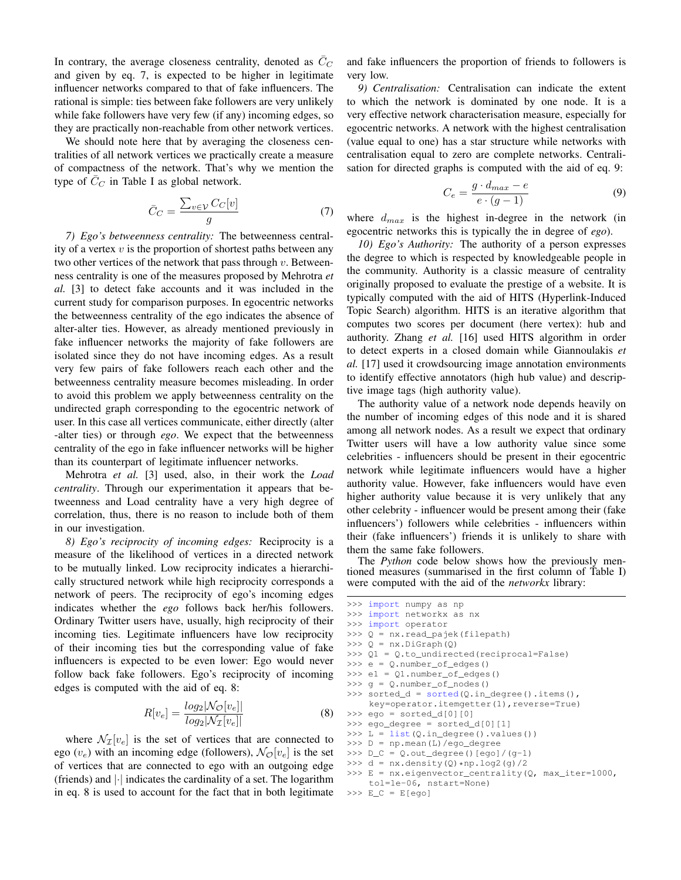In contrary, the average closeness centrality, denoted as $\bar{C}_C$ and given by eq. 7, is expected to be higher in legitimate influencer networks compared to that of fake influencers. The rational is simple: ties between fake followers are very unlikely while fake followers have very few (if any) incoming edges, so they are practically non-reachable from other network vertices.

We should note here that by averaging the closeness centralities of all network vertices we practically create a measure of compactness of the network. That's why we mention the type of $\bar{C}_C$ in Table I as global network.

$$\bar{C}_C = \frac{\sum_{v \in \mathcal{V}} C_C[v]}{g} \tag{7}$$

*7) Ego's betweenness centrality:* The betweenness centrality of a vertex $v$ is the proportion of shortest paths between any two other vertices of the network that pass through $v$. Betweenness centrality is one of the measures proposed by Mehrotra *et al.* [3] to detect fake accounts and it was included in the current study for comparison purposes. In egocentric networks the betweenness centrality of the ego indicates the absence of alter-alter ties. However, as already mentioned previously in fake influencer networks the majority of fake followers are isolated since they do not have incoming edges. As a result very few pairs of fake followers reach each other and the betweenness centrality measure becomes misleading. In order to avoid this problem we apply betweenness centrality on the undirected graph corresponding to the egocentric network of user. In this case all vertices communicate, either directly (alter -alter ties) or through *ego*. We expect that the betweenness centrality of the ego in fake influencer networks will be higher than its counterpart of legitimate influencer networks.

Mehrotra *et al.* [3] used, also, in their work the *Load centrality*. Through our experimentation it appears that betweenness and Load centrality have a very high degree of correlation, thus, there is no reason to include both of them in our investigation.

*8) Ego's reciprocity of incoming edges:* Reciprocity is a measure of the likelihood of vertices in a directed network to be mutually linked. Low reciprocity indicates a hierarchically structured network while high reciprocity corresponds a network of peers. The reciprocity of ego's incoming edges indicates whether the *ego* follows back her/his followers. Ordinary Twitter users have, usually, high reciprocity of their incoming ties. Legitimate influencers have low reciprocity of their incoming ties but the corresponding value of fake influencers is expected to be even lower: Ego would never follow back fake followers. Ego's reciprocity of incoming edges is computed with the aid of eq. 8:

$$R[v_e] = \frac{log_2|\mathcal{N}_{\mathcal{O}}[v_e]|}{log_2|\mathcal{N}_{\mathcal{I}}[v_e]|} \tag{8}$$

where $\mathcal{N}_{\mathcal{I}}[v_e]$ is the set of vertices that are connected to ego ($v_e$) with an incoming edge (followers), $\mathcal{N}_{\mathcal{O}}[v_e]$ is the set of vertices that are connected to ego with an outgoing edge (friends) and $|\cdot|$ indicates the cardinality of a set. The logarithm in eq. 8 is used to account for the fact that in both legitimate and fake influencers the proportion of friends to followers is very low.

*9) Centralisation:* Centralisation can indicate the extent to which the network is dominated by one node. It is a very effective network characterisation measure, especially for egocentric networks. A network with the highest centralisation (value equal to one) has a star structure while networks with centralisation equal to zero are complete networks. Centralisation for directed graphs is computed with the aid of eq. 9:

$$C_e = \frac{g \cdot d_{max} - e}{e \cdot (g-1)} \tag{9}$$

where $d_{max}$ is the highest in-degree in the network (in egocentric networks this is typically the in degree of *ego*).

*10) Ego's Authority:* The authority of a person expresses the degree to which is respected by knowledgeable people in the community. Authority is a classic measure of centrality originally proposed to evaluate the prestige of a website. It is typically computed with the aid of HITS (Hyperlink-Induced Topic Search) algorithm. HITS is an iterative algorithm that computes two scores per document (here vertex): hub and authority. Zhang *et al.* [16] used HITS algorithm in order to detect experts in a closed domain while Giannoulakis *et al.* [17] used it crowdsourcing image annotation environments to identify effective annotators (high hub value) and descriptive image tags (high authority value).

The authority value of a network node depends heavily on the number of incoming edges of this node and it is shared among all network nodes. As a result we expect that ordinary Twitter users will have a low authority value since some celebrities - influencers should be present in their egocentric network while legitimate influencers would have a higher authority value. However, fake influencers would have even higher authority value because it is very unlikely that any other celebrity - influencer would be present among their (fake influencers') followers while celebrities - influencers within their (fake influencers') friends it is unlikely to share with them the same fake followers.

The *Python* code below shows how the previously mentioned measures (summarised in the first column of Table I) were computed with the aid of the *networkx* library:

```
>>> import numpy as np
>>> import networkx as nx
>>> import operator
>>> Q = nx.read_pajek(filepath)
>>> Q = nx.DiGraph(Q)
>>> Q1 = Q.to_undirected(reciprocal=False)
>>> e = Q.number_of_edges()
>>> e1 = Q1.number_of_edges()
>>> g = Q.number_of_nodes()
>>> sorted_d = sorted(Q.in_degree().items(),
    key=operator.itemgetter(1),reverse=True)
>>> ego = sorted_d[0][0]
>>> ego_degree = sorted_d[0][1]
>>> L = list(Q.in_degree().values())
>>> D = np.mean(L)/ego_degree
>>> D_C = Q.out_degree()[ego]/(g-1)
>>> d = nx.density(Q)*np.log2(g)/2
>>> E = nx.eigenvector_centrality(Q, max_iter=1000,
    tol=1e-06, nstart=None)
>>> E_C = E[ego]
```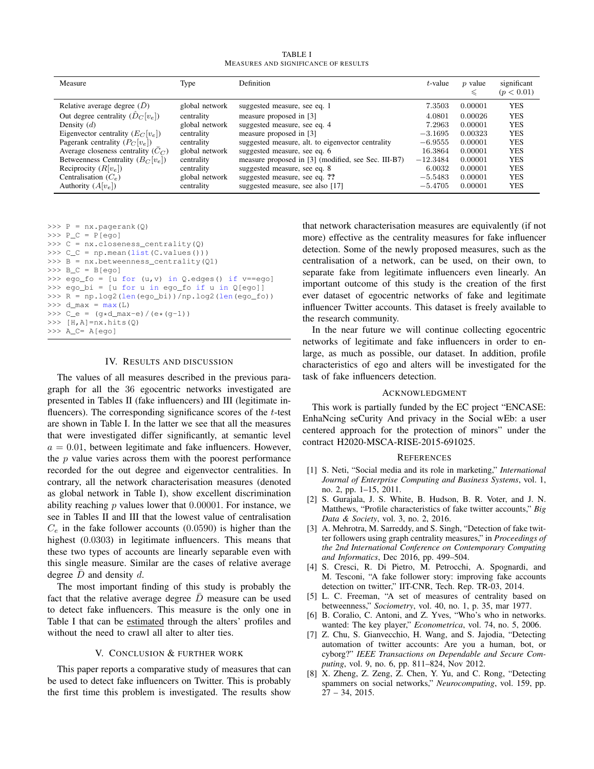TABLE I
MEASURES AND SIGNIFICANCE OF RESULTS

| Measure | Type | Definition | $t$-value | $p$ value $\leqslant$ | significant ($p < 0.01$) |
|---|---|---|---|---|---|
| Relative average degree ($\bar{D}$) | global network | suggested measure, see eq. 1 | 7.3503 | 0.00001 | YES |
| Out degree centrality ($\hat{D}_C[v_e]$) | centrality | measure proposed in [3] | 4.0801 | 0.00026 | YES |
| Density ($d$) | global network | suggested measure, see eq. 4 | 7.2963 | 0.00001 | YES |
| Eigenvector centrality ($E_C[v_e]$) | centrality | measure proposed in [3] | $-3.1695$ | 0.00323 | YES |
| Pagerank centrality ($P_C[v_e]$) | centrality | suggested measure, alt. to eigenvector centrality | $-6.9555$ | 0.00001 | YES |
| Average closeness centrality ($\bar{C}_C$) | global network | suggested measure, see eq. 6 | 16.3864 | 0.00001 | YES |
| Betweenness Centrality ($B_C[v_e]$) | centrality | measure proposed in [3] (modified, see Sec. III-B7) | $-12.3484$ | 0.00001 | YES |
| Reciprocity ($R[v_e]$) | centrality | suggested measure, see eq. 8 | 6.0032 | 0.00001 | YES |
| Centralisation ($C_e$) | global network | suggested measure, see eq. **??** | $-5.5483$ | 0.00001 | YES |
| Authority ($A[v_e]$) | centrality | suggested measure, see also [17] | $-5.4705$ | 0.00001 | YES |

```
>>> P = nx.pagerank(Q)
>>> P_C = P[ego]
>>> C = nx.closeness_centrality(Q)
>>> C_C = np.mean(list(C.values()))
>>> B = nx.betweenness_centrality(Q1)
>>> B_C = B[ego]
>>> ego_fo = [u for (u,v) in Q.edges() if v==ego]
>>> ego_bi = [u for u in ego_fo if u in Q[ego]]
>>> R = np.log2(len(ego_bi))/np.log2(len(ego_fo))
>>> d_max = max(L)
>>> C_e = (g*d_max-e)/(e*(g-1))
>>> [H,A]=nx.hits(Q)
>>> A_C= A[ego]
```

## IV. Results and Discussion

The values of all measures described in the previous paragraph for all the 36 egocentric networks investigated are presented in Tables II (fake influencers) and III (legitimate influencers). The corresponding significance scores of the $t$-test are shown in Table I. In the latter we see that all the measures that were investigated differ significantly, at semantic level $a = 0.01$, between legitimate and fake influencers. However, the $p$ value varies across them with the poorest performance recorded for the out degree and eigenvector centralities. In contrary, all the network characterisation measures (denoted as global network in Table I), show excellent discrimination ability reaching $p$ values lower that $0.00001$. For instance, we see in Tables II and III that the lowest value of centralisation $C_e$ in the fake follower accounts ($0.0590$) is higher than the highest ($0.0303$) in legitimate influencers. This means that these two types of accounts are linearly separable even with this single measure. Similar are the cases of relative average degree $\bar{D}$ and density $d$.

The most important finding of this study is probably the fact that the relative average degree $\bar{D}$ measure can be used to detect fake influencers. This measure is the only one in Table I that can be estimated through the alters' profiles and without the need to crawl all alter to alter ties.

## V. Conclusion & Further Work

This paper reports a comparative study of measures that can be used to detect fake influencers on Twitter. This is probably the first time this problem is investigated. The results show that network characterisation measures are equivalently (if not more) effective as the centrality measures for fake influencer detection. Some of the newly proposed measures, such as the centralisation of a network, can be used, on their own, to separate fake from legitimate influencers even linearly. An important outcome of this study is the creation of the first ever dataset of egocentric networks of fake and legitimate influencer Twitter accounts. This dataset is freely available to the research community.

In the near future we will continue collecting egocentric networks of legitimate and fake influencers in order to enlarge, as much as possible, our dataset. In addition, profile characteristics of ego and alters will be investigated for the task of fake influencers detection.

## Acknowledgment

This work is partially funded by the EC project "ENCASE: EnhaNcing seCurity And privacy in the Social wEb: a user centered approach for the protection of minors" under the contract H2020-MSCA-RISE-2015-691025.

## References

[1] S. Neti, "Social media and its role in marketing," *International Journal of Enterprise Computing and Business Systems*, vol. 1, no. 2, pp. 1–15, 2011.

[2] S. Gurajala, J. S. White, B. Hudson, B. R. Voter, and J. N. Matthews, "Profile characteristics of fake twitter accounts," *Big Data & Society*, vol. 3, no. 2, pp. 2, 2016.

[3] A. Mehrotra, M. Sarreddy, and S. Singh, "Detection of fake twitter followers using graph centrality measures," in *Proceedings of the 2nd International Conference on Contemporary Computing and Informatics*, Dec 2016, pp. 499–504.

[4] S. Cresci, R. Di Pietro, M. Petrocchi, A. Spognardi, and M. Tesconi, "A fake follower story: improving fake accounts detection on twitter," IIT-CNR, Tech. Rep. TR-03, 2014.

[5] L. C. Freeman, "A set of measures of centrality based on betweenness," *Sociometry*, vol. 40, no. 1, p. 35, mar 1977.

[6] B. Coralio, C. Antoni, and Z. Yves, "Who's who in networks. wanted: The key player," *Econometrica*, vol. 74, no. 5, 2006.

[7] Z. Chu, S. Gianvecchio, H. Wang, and S. Jajodia, "Detecting automation of twitter accounts: Are you a human, bot, or cyborg?" *IEEE Transactions on Dependable and Secure Computing*, vol. 9, no. 6, pp. 811–824, Nov 2012.

[8] X. Zheng, Z. Zeng, Z. Chen, Y. Yu, and C. Rong, "Detecting spammers on social networks," *Neurocomputing*, vol. 159, pp. 27 – 34, 2015.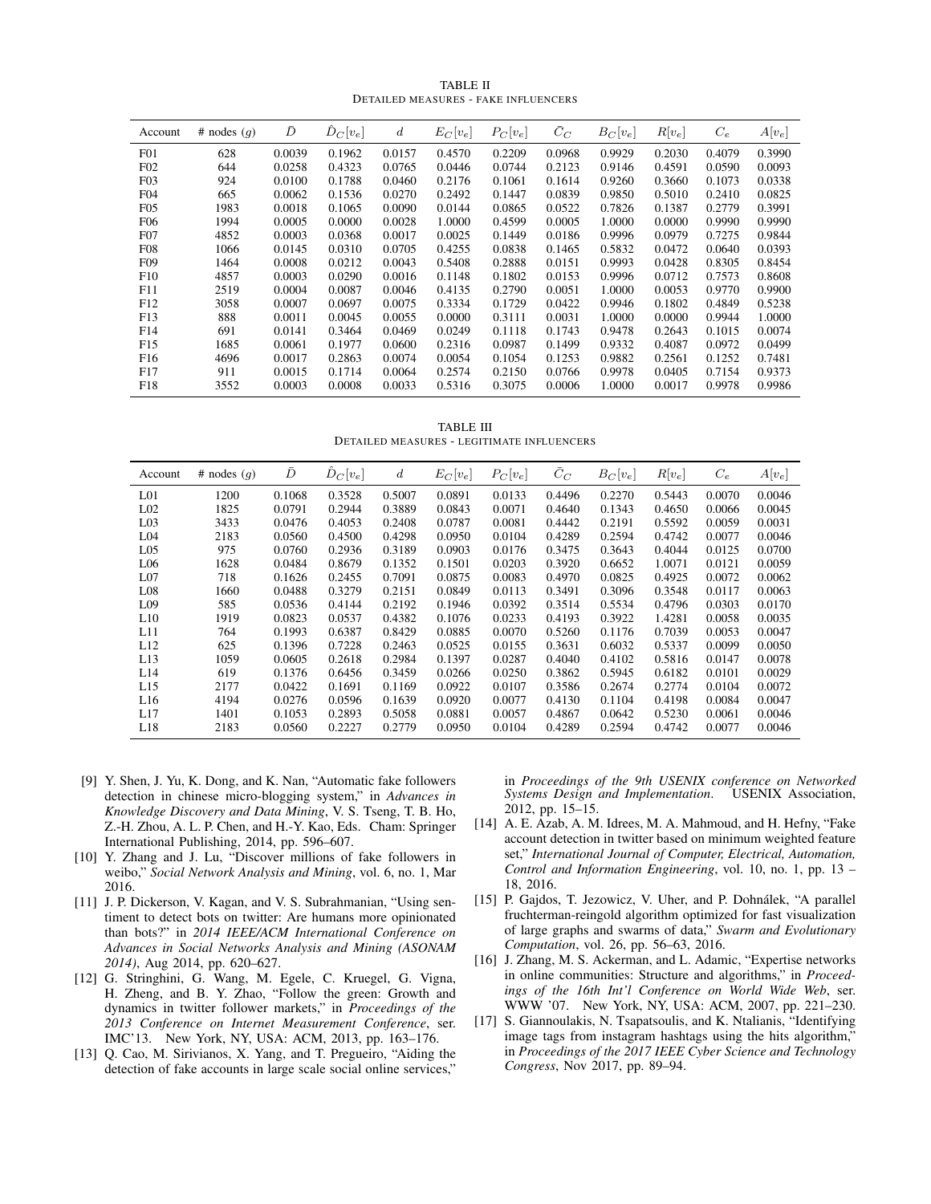TABLE II
DETAILED MEASURES - FAKE INFLUENCERS

| Account | # nodes ($g$) | $\bar{D}$ | $\hat{D}_C[v_e]$ | $d$ | $E_C[v_e]$ | $P_C[v_e]$ | $\bar{C}_C$ | $B_C[v_e]$ | $R[v_e]$ | $C_e$ | $A[v_e]$ |
|---|---|---|---|---|---|---|---|---|---|---|---|
| F01 | 628 | 0.0039 | 0.1962 | 0.0157 | 0.4570 | 0.2209 | 0.0968 | 0.9929 | 0.2030 | 0.4079 | 0.3990 |
| F02 | 644 | 0.0258 | 0.4323 | 0.0765 | 0.0446 | 0.0744 | 0.2123 | 0.9146 | 0.4591 | 0.0590 | 0.0093 |
| F03 | 924 | 0.0100 | 0.1788 | 0.0460 | 0.2176 | 0.1061 | 0.1614 | 0.9260 | 0.3660 | 0.1073 | 0.0338 |
| F04 | 665 | 0.0062 | 0.1536 | 0.0270 | 0.2492 | 0.1447 | 0.0839 | 0.9850 | 0.5010 | 0.2410 | 0.0825 |
| F05 | 1983 | 0.0018 | 0.1065 | 0.0090 | 0.0144 | 0.0865 | 0.0522 | 0.7826 | 0.1387 | 0.2779 | 0.3991 |
| F06 | 1994 | 0.0005 | 0.0000 | 0.0028 | 1.0000 | 0.4599 | 0.0005 | 1.0000 | 0.0000 | 0.9990 | 0.9990 |
| F07 | 4852 | 0.0003 | 0.0368 | 0.0017 | 0.0025 | 0.1449 | 0.0186 | 0.9996 | 0.0979 | 0.7275 | 0.9844 |
| F08 | 1066 | 0.0145 | 0.0310 | 0.0705 | 0.4255 | 0.0838 | 0.1465 | 0.5832 | 0.0472 | 0.0640 | 0.0393 |
| F09 | 1464 | 0.0008 | 0.0212 | 0.0043 | 0.5408 | 0.2888 | 0.0151 | 0.9993 | 0.0428 | 0.8305 | 0.8454 |
| F10 | 4857 | 0.0003 | 0.0290 | 0.0016 | 0.1148 | 0.1802 | 0.0153 | 0.9996 | 0.0712 | 0.7573 | 0.8608 |
| F11 | 2519 | 0.0004 | 0.0087 | 0.0046 | 0.4135 | 0.2790 | 0.0051 | 1.0000 | 0.0053 | 0.9770 | 0.9900 |
| F12 | 3058 | 0.0007 | 0.0697 | 0.0075 | 0.3334 | 0.1729 | 0.0422 | 0.9946 | 0.1802 | 0.4849 | 0.5238 |
| F13 | 888 | 0.0011 | 0.0045 | 0.0055 | 0.0000 | 0.3111 | 0.0031 | 1.0000 | 0.0000 | 0.9944 | 1.0000 |
| F14 | 691 | 0.0141 | 0.3464 | 0.0469 | 0.0249 | 0.1118 | 0.1743 | 0.9478 | 0.2643 | 0.1015 | 0.0074 |
| F15 | 1685 | 0.0061 | 0.1977 | 0.0600 | 0.2316 | 0.0987 | 0.1499 | 0.9332 | 0.4087 | 0.0972 | 0.0499 |
| F16 | 4696 | 0.0017 | 0.2863 | 0.0074 | 0.0054 | 0.1054 | 0.1253 | 0.9882 | 0.2561 | 0.1252 | 0.7481 |
| F17 | 911 | 0.0015 | 0.1714 | 0.0064 | 0.2574 | 0.2150 | 0.0766 | 0.9978 | 0.0405 | 0.7154 | 0.9373 |
| F18 | 3552 | 0.0003 | 0.0008 | 0.0033 | 0.5316 | 0.3075 | 0.0006 | 1.0000 | 0.0017 | 0.9978 | 0.9986 |

TABLE III
DETAILED MEASURES - LEGITIMATE INFLUENCERS

| Account | # nodes ($g$) | $\bar{D}$ | $\hat{D}_C[v_e]$ | $d$ | $E_C[v_e]$ | $P_C[v_e]$ | $\bar{C}_C$ | $B_C[v_e]$ | $R[v_e]$ | $C_e$ | $A[v_e]$ |
|---|---|---|---|---|---|---|---|---|---|---|---|
| L01 | 1200 | 0.1068 | 0.3528 | 0.5007 | 0.0891 | 0.0133 | 0.4496 | 0.2270 | 0.5443 | 0.0070 | 0.0046 |
| L02 | 1825 | 0.0791 | 0.2944 | 0.3889 | 0.0843 | 0.0071 | 0.4640 | 0.1343 | 0.4650 | 0.0066 | 0.0045 |
| L03 | 3433 | 0.0476 | 0.4053 | 0.2408 | 0.0787 | 0.0081 | 0.4442 | 0.2191 | 0.5592 | 0.0059 | 0.0031 |
| L04 | 2183 | 0.0560 | 0.4500 | 0.4298 | 0.0950 | 0.0104 | 0.4289 | 0.2594 | 0.4742 | 0.0077 | 0.0046 |
| L05 | 975 | 0.0760 | 0.2936 | 0.3189 | 0.0903 | 0.0176 | 0.3475 | 0.3643 | 0.4044 | 0.0125 | 0.0700 |
| L06 | 1628 | 0.0484 | 0.8679 | 0.1352 | 0.1501 | 0.0203 | 0.3920 | 0.6652 | 1.0071 | 0.0121 | 0.0059 |
| L07 | 718 | 0.1626 | 0.2455 | 0.7091 | 0.0875 | 0.0083 | 0.4970 | 0.0825 | 0.4925 | 0.0072 | 0.0062 |
| L08 | 1660 | 0.0488 | 0.3279 | 0.2151 | 0.0849 | 0.0113 | 0.3491 | 0.3096 | 0.3548 | 0.0117 | 0.0063 |
| L09 | 585 | 0.0536 | 0.4144 | 0.2192 | 0.1946 | 0.0392 | 0.3514 | 0.5534 | 0.4796 | 0.0303 | 0.0170 |
| L10 | 1919 | 0.0823 | 0.0537 | 0.4382 | 0.1076 | 0.0233 | 0.4193 | 0.3922 | 1.4281 | 0.0058 | 0.0035 |
| L11 | 764 | 0.1993 | 0.6387 | 0.8429 | 0.0885 | 0.0070 | 0.5260 | 0.1176 | 0.7039 | 0.0053 | 0.0047 |
| L12 | 625 | 0.1396 | 0.7228 | 0.2463 | 0.0525 | 0.0155 | 0.3631 | 0.6032 | 0.5337 | 0.0099 | 0.0050 |
| L13 | 1059 | 0.0605 | 0.2618 | 0.2984 | 0.1397 | 0.0287 | 0.4040 | 0.4102 | 0.5816 | 0.0147 | 0.0078 |
| L14 | 619 | 0.1376 | 0.6456 | 0.3459 | 0.0266 | 0.0250 | 0.3862 | 0.5945 | 0.6182 | 0.0101 | 0.0029 |
| L15 | 2177 | 0.0422 | 0.1691 | 0.1169 | 0.0922 | 0.0107 | 0.3586 | 0.2674 | 0.2774 | 0.0104 | 0.0072 |
| L16 | 4194 | 0.0276 | 0.0596 | 0.1639 | 0.0920 | 0.0077 | 0.4130 | 0.1104 | 0.4198 | 0.0084 | 0.0047 |
| L17 | 1401 | 0.1053 | 0.2893 | 0.5058 | 0.0881 | 0.0057 | 0.4867 | 0.0642 | 0.5230 | 0.0061 | 0.0046 |
| L18 | 2183 | 0.0560 | 0.2227 | 0.2779 | 0.0950 | 0.0104 | 0.4289 | 0.2594 | 0.4742 | 0.0077 | 0.0046 |

[9] Y. Shen, J. Yu, K. Dong, and K. Nan, "Automatic fake followers detection in chinese micro-blogging system," in *Advances in Knowledge Discovery and Data Mining*, V. S. Tseng, T. B. Ho, Z.-H. Zhou, A. L. P. Chen, and H.-Y. Kao, Eds. Cham: Springer International Publishing, 2014, pp. 596–607.

[10] Y. Zhang and J. Lu, "Discover millions of fake followers in weibo," *Social Network Analysis and Mining*, vol. 6, no. 1, Mar 2016.

[11] J. P. Dickerson, V. Kagan, and V. S. Subrahmanian, "Using sentiment to detect bots on twitter: Are humans more opinionated than bots?" in *2014 IEEE/ACM International Conference on Advances in Social Networks Analysis and Mining (ASONAM 2014)*, Aug 2014, pp. 620–627.

[12] G. Stringhini, G. Wang, M. Egele, C. Kruegel, G. Vigna, H. Zheng, and B. Y. Zhao, "Follow the green: Growth and dynamics in twitter follower markets," in *Proceedings of the 2013 Conference on Internet Measurement Conference*, ser. IMC'13. New York, NY, USA: ACM, 2013, pp. 163–176.

[13] Q. Cao, M. Sirivianos, X. Yang, and T. Pregueiro, "Aiding the detection of fake accounts in large scale social online services," in *Proceedings of the 9th USENIX conference on Networked Systems Design and Implementation*. USENIX Association, 2012, pp. 15–15.

[14] A. E. Azab, A. M. Idrees, M. A. Mahmoud, and H. Hefny, "Fake account detection in twitter based on minimum weighted feature set," *International Journal of Computer, Electrical, Automation, Control and Information Engineering*, vol. 10, no. 1, pp. 13 – 18, 2016.

[15] P. Gajdos, T. Jezowicz, V. Uher, and P. Dohnálek, "A parallel fruchterman-reingold algorithm optimized for fast visualization of large graphs and swarms of data," *Swarm and Evolutionary Computation*, vol. 26, pp. 56–63, 2016.

[16] J. Zhang, M. S. Ackerman, and L. Adamic, "Expertise networks in online communities: Structure and algorithms," in *Proceedings of the 16th Int'l Conference on World Wide Web*, ser. WWW '07. New York, NY, USA: ACM, 2007, pp. 221–230.

[17] S. Giannoulakis, N. Tsapatsoulis, and K. Ntalianis, "Identifying image tags from instagram hashtags using the hits algorithm," in *Proceedings of the 2017 IEEE Cyber Science and Technology Congress*, Nov 2017, pp. 89–94.